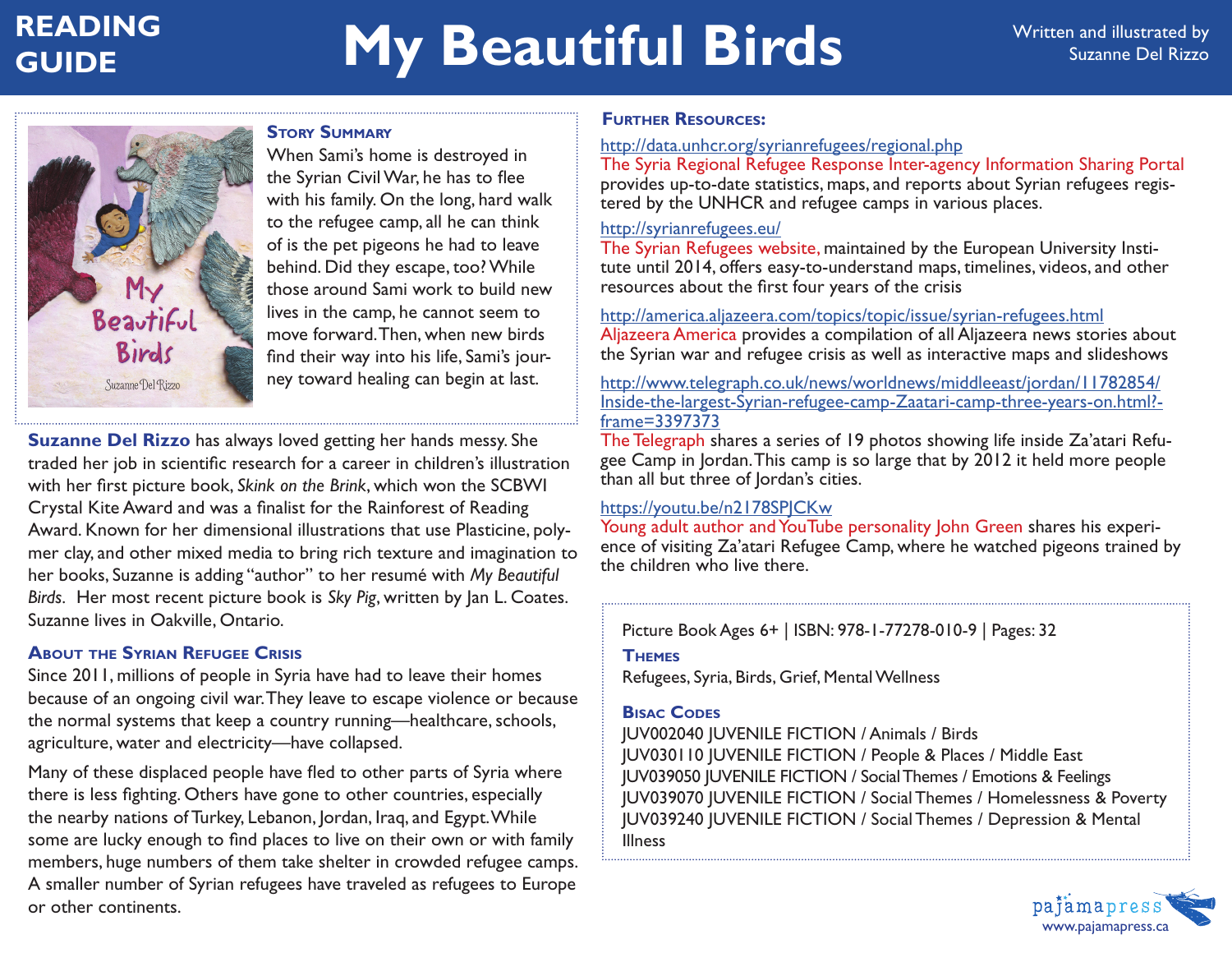# READING GUIDE

# My Beautiful Birds

Written and illustrated by Suzanne Del Rizzo

## Story Summary

When Sami's home is destroyed in the Syrian Civil War, he has to flee with his family. On the long, hard walk to the refugee camp, all he can think of is the pet pigeons he had to leave behind. Did they escape, too? While those around Sami work to build new lives in the camp, he cannot seem to move forward. Then, when new birds find their way into his life, Sami's journey toward healing can begin at last.

**Suzanne Del Rizzo** has always loved getting her hands messy. She traded her job in scientific research for a career in children's illustration with her first picture book, *Skink on the Brink*, which won the SCBWI Crystal Kite Award and was a finalist for the Rainforest of Reading Award. Known for her dimensional illustrations that use Plasticine, polymer clay, and other mixed media to bring rich texture and imagination to her books, Suzanne is adding "author" to her resumé with *My Beautiful Birds*. Her most recent picture book is *Sky Pig*, written by Jan L. Coates. Suzanne lives in Oakville, Ontario.

## About the Syrian Refugee Crisis

Since 2011, millions of people in Syria have had to leave their homes because of an ongoing civil war. They leave to escape violence or because the normal systems that keep a country running—healthcare, schools, agriculture, water and electricity—have collapsed.

Many of these displaced people have fled to other parts of Syria where there is less fighting. Others have gone to other countries, especially the nearby nations of Turkey, Lebanon, Jordan, Iraq, and Egypt. While some are lucky enough to find places to live on their own or with family members, huge numbers of them take shelter in crowded refugee camps. A smaller number of Syrian refugees have traveled as refugees to Europe or other continents.

## Further Resources:

http://data.unhcr.org/syrianrefugees/regional.php
The Syria Regional Refugee Response Inter-agency Information Sharing Portal provides up-to-date statistics, maps, and reports about Syrian refugees registered by the UNHCR and refugee camps in various places.

http://syrianrefugees.eu/
The Syrian Refugees website, maintained by the European University Institute until 2014, offers easy-to-understand maps, timelines, videos, and other resources about the first four years of the crisis

http://america.aljazeera.com/topics/topic/issue/syrian-refugees.html
Aljazeera America provides a compilation of all Aljazeera news stories about the Syrian war and refugee crisis as well as interactive maps and slideshows

http://www.telegraph.co.uk/news/worldnews/middleeast/jordan/11782854/Inside-the-largest-Syrian-refugee-camp-Zaatari-camp-three-years-on.html?frame=3397373
The Telegraph shares a series of 19 photos showing life inside Za'atari Refugee Camp in Jordan. This camp is so large that by 2012 it held more people than all but three of Jordan's cities.

https://youtu.be/n2178SPJCKw
Young adult author and YouTube personality John Green shares his experience of visiting Za'atari Refugee Camp, where he watched pigeons trained by the children who live there.

Picture Book Ages 6+ | ISBN: 978-1-77278-010-9 | Pages: 32

### Themes

Refugees, Syria, Birds, Grief, Mental Wellness

### Bisac Codes

JUV002040 JUVENILE FICTION / Animals / Birds
JUV030110 JUVENILE FICTION / People & Places / Middle East
JUV039050 JUVENILE FICTION / Social Themes / Emotions & Feelings
JUV039070 JUVENILE FICTION / Social Themes / Homelessness & Poverty
JUV039240 JUVENILE FICTION / Social Themes / Depression & Mental Illness

pajamapress
www.pajamapress.ca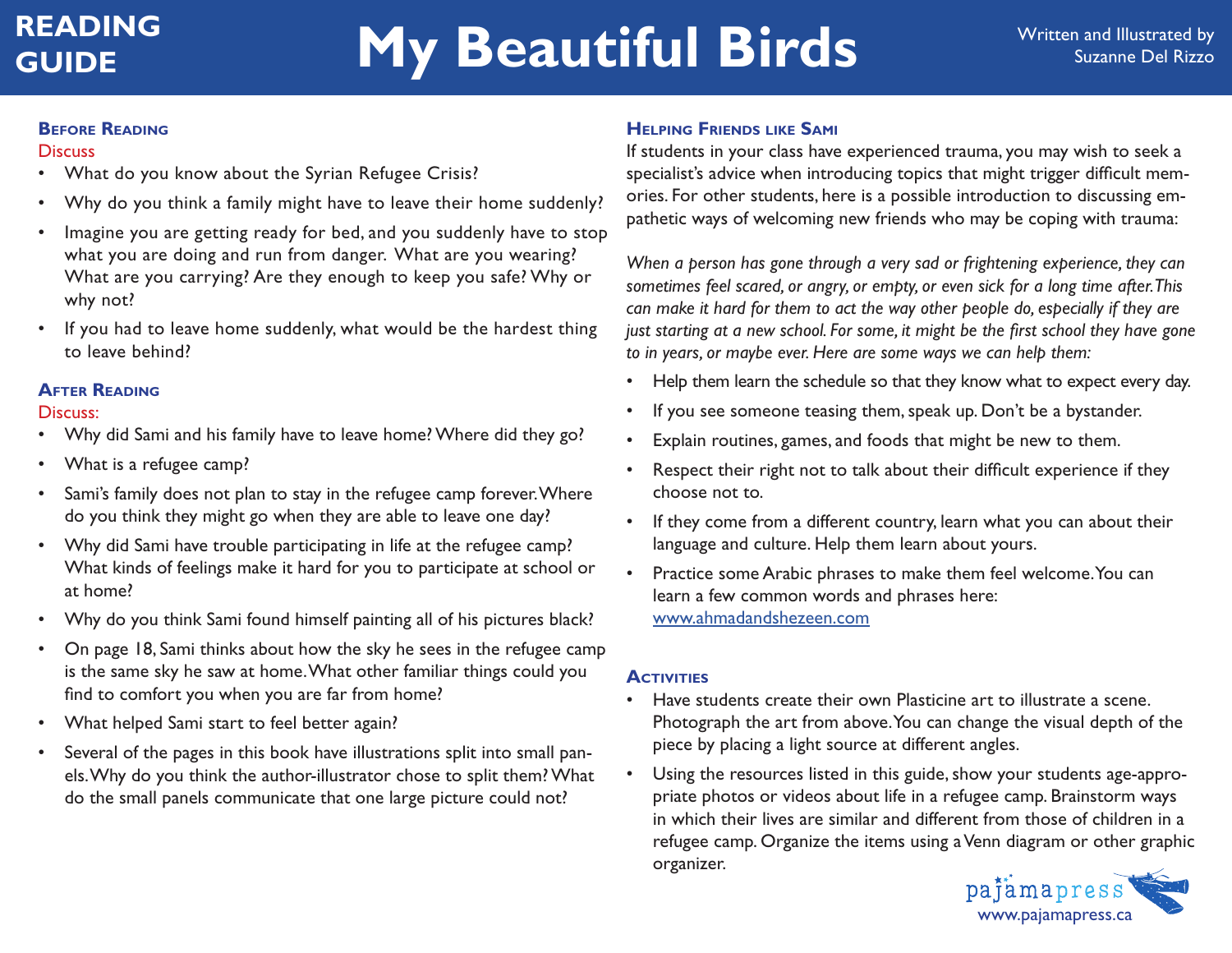# My Beautiful Birds

READING GUIDE

Written and Illustrated by Suzanne Del Rizzo

## Before Reading

Discuss

- What do you know about the Syrian Refugee Crisis?
- Why do you think a family might have to leave their home suddenly?
- Imagine you are getting ready for bed, and you suddenly have to stop what you are doing and run from danger. What are you wearing? What are you carrying? Are they enough to keep you safe? Why or why not?
- If you had to leave home suddenly, what would be the hardest thing to leave behind?

## After Reading

Discuss:

- Why did Sami and his family have to leave home? Where did they go?
- What is a refugee camp?
- Sami's family does not plan to stay in the refugee camp forever. Where do you think they might go when they are able to leave one day?
- Why did Sami have trouble participating in life at the refugee camp? What kinds of feelings make it hard for you to participate at school or at home?
- Why do you think Sami found himself painting all of his pictures black?
- On page 18, Sami thinks about how the sky he sees in the refugee camp is the same sky he saw at home. What other familiar things could you find to comfort you when you are far from home?
- What helped Sami start to feel better again?
- Several of the pages in this book have illustrations split into small panels. Why do you think the author-illustrator chose to split them? What do the small panels communicate that one large picture could not?

## Helping Friends like Sami

If students in your class have experienced trauma, you may wish to seek a specialist's advice when introducing topics that might trigger difficult memories. For other students, here is a possible introduction to discussing empathetic ways of welcoming new friends who may be coping with trauma:

*When a person has gone through a very sad or frightening experience, they can sometimes feel scared, or angry, or empty, or even sick for a long time after. This can make it hard for them to act the way other people do, especially if they are just starting at a new school. For some, it might be the first school they have gone to in years, or maybe ever. Here are some ways we can help them:*

- Help them learn the schedule so that they know what to expect every day.
- If you see someone teasing them, speak up. Don't be a bystander.
- Explain routines, games, and foods that might be new to them.
- Respect their right not to talk about their difficult experience if they choose not to.
- If they come from a different country, learn what you can about their language and culture. Help them learn about yours.
- Practice some Arabic phrases to make them feel welcome. You can learn a few common words and phrases here: [www.ahmadandshezeen.com](http://www.ahmadandshezeen.com)

## Activities

- Have students create their own Plasticine art to illustrate a scene. Photograph the art from above. You can change the visual depth of the piece by placing a light source at different angles.
- Using the resources listed in this guide, show your students age-appropriate photos or videos about life in a refugee camp. Brainstorm ways in which their lives are similar and different from those of children in a refugee camp. Organize the items using a Venn diagram or other graphic organizer.

pajamapress
www.pajamapress.ca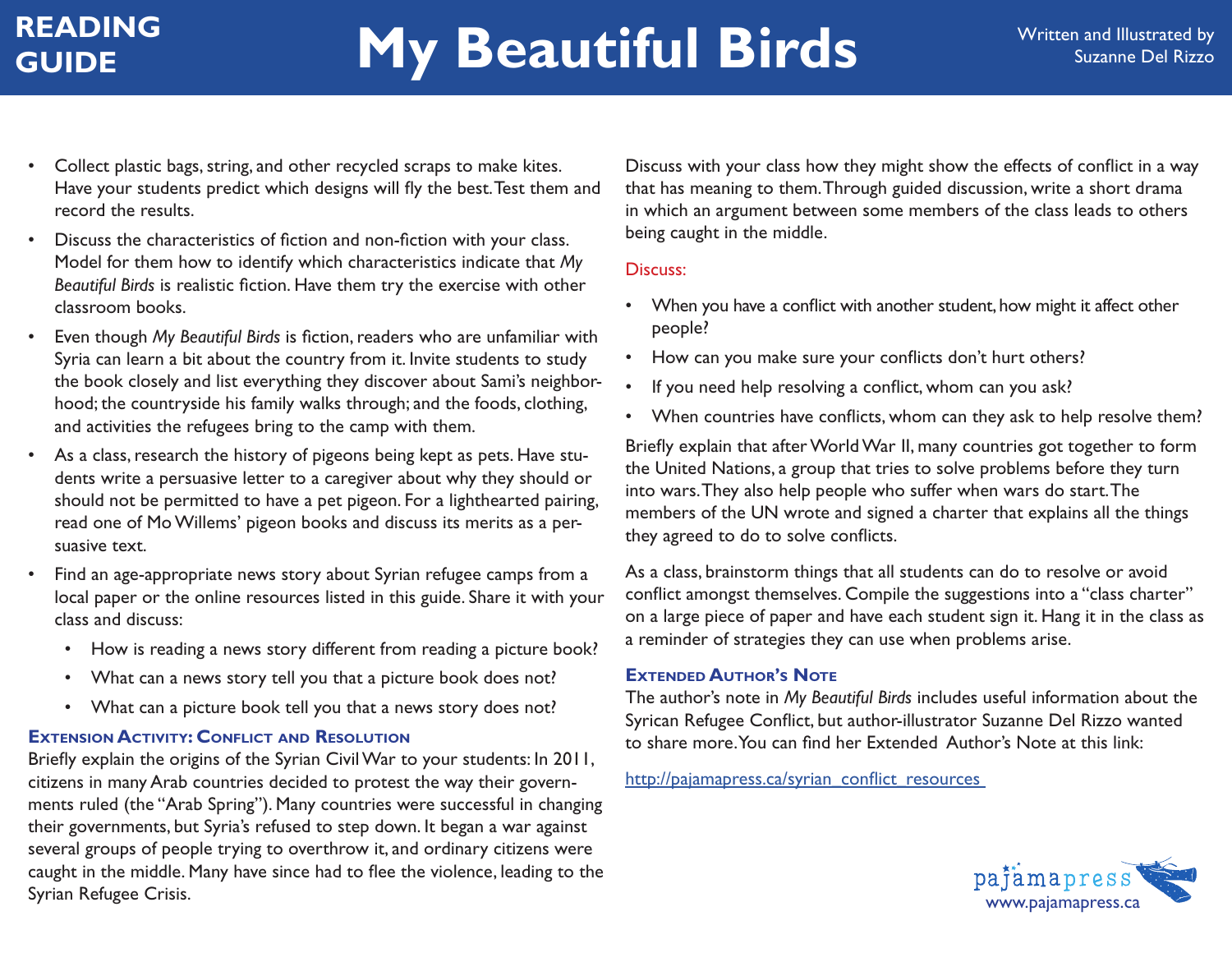- Collect plastic bags, string, and other recycled scraps to make kites. Have your students predict which designs will fly the best. Test them and record the results.
- Discuss the characteristics of fiction and non-fiction with your class. Model for them how to identify which characteristics indicate that *My Beautiful Birds* is realistic fiction. Have them try the exercise with other classroom books.
- Even though *My Beautiful Birds* is fiction, readers who are unfamiliar with Syria can learn a bit about the country from it. Invite students to study the book closely and list everything they discover about Sami's neighborhood; the countryside his family walks through; and the foods, clothing, and activities the refugees bring to the camp with them.
- As a class, research the history of pigeons being kept as pets. Have students write a persuasive letter to a caregiver about why they should or should not be permitted to have a pet pigeon. For a lighthearted pairing, read one of Mo Willems' pigeon books and discuss its merits as a persuasive text.
- Find an age-appropriate news story about Syrian refugee camps from a local paper or the online resources listed in this guide. Share it with your class and discuss:
  - How is reading a news story different from reading a picture book?
  - What can a news story tell you that a picture book does not?
  - What can a picture book tell you that a news story does not?

### Extension Activity: Conflict and Resolution

Briefly explain the origins of the Syrian Civil War to your students: In 2011, citizens in many Arab countries decided to protest the way their governments ruled (the "Arab Spring"). Many countries were successful in changing their governments, but Syria's refused to step down. It began a war against several groups of people trying to overthrow it, and ordinary citizens were caught in the middle. Many have since had to flee the violence, leading to the Syrian Refugee Crisis.

Discuss with your class how they might show the effects of conflict in a way that has meaning to them. Through guided discussion, write a short drama in which an argument between some members of the class leads to others being caught in the middle.

Discuss:

- When you have a conflict with another student, how might it affect other people?
- How can you make sure your conflicts don't hurt others?
- If you need help resolving a conflict, whom can you ask?
- When countries have conflicts, whom can they ask to help resolve them?

Briefly explain that after World War II, many countries got together to form the United Nations, a group that tries to solve problems before they turn into wars. They also help people who suffer when wars do start. The members of the UN wrote and signed a charter that explains all the things they agreed to do to solve conflicts.

As a class, brainstorm things that all students can do to resolve or avoid conflict amongst themselves. Compile the suggestions into a "class charter" on a large piece of paper and have each student sign it. Hang it in the class as a reminder of strategies they can use when problems arise.

### Extended Author's Note

The author's note in *My Beautiful Birds* includes useful information about the Syrican Refugee Conflict, but author-illustrator Suzanne Del Rizzo wanted to share more. You can find her Extended Author's Note at this link:

http://pajamapress.ca/syrian_conflict_resources

pajamapress
www.pajamapress.ca